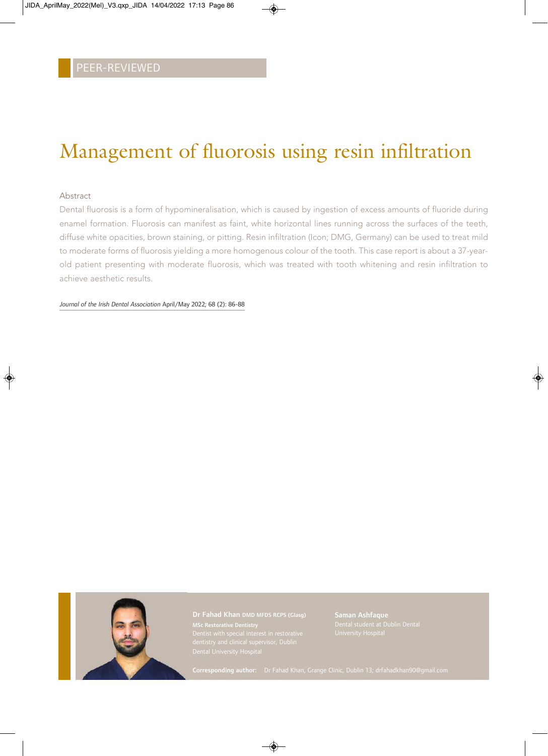PEER-REVIEWED

# Management of fluorosis using resin infiltration

## Abstract

Dental fluorosis is a form of hypomineralisation, which is caused by ingestion of excess amounts of fluoride during enamel formation. Fluorosis can manifest as faint, white horizontal lines running across the surfaces of the teeth, diffuse white opacities, brown staining, or pitting. Resin infiltration (Icon; DMG, Germany) can be used to treat mild to moderate forms of fluorosis yielding a more homogenous colour of the tooth. This case report is about a 37-year-old patient presenting with moderate fluorosis, which was treated with tooth whitening and resin infiltration to achieve aesthetic results.

*Journal of the Irish Dental Association* April/May 2022; 68 (2): 86-88

**Dr Fahad Khan** DMD MFDS RCPS (Glasg)
**MSc Restorative Dentistry**
Dentist with special interest in restorative dentistry and clinical supervisor, Dublin Dental University Hospital

**Saman Ashfaque**
Dental student at Dublin Dental University Hospital

**Corresponding author:** Dr Fahad Khan, Grange Clinic, Dublin 13; drfahadkhan90@gmail.com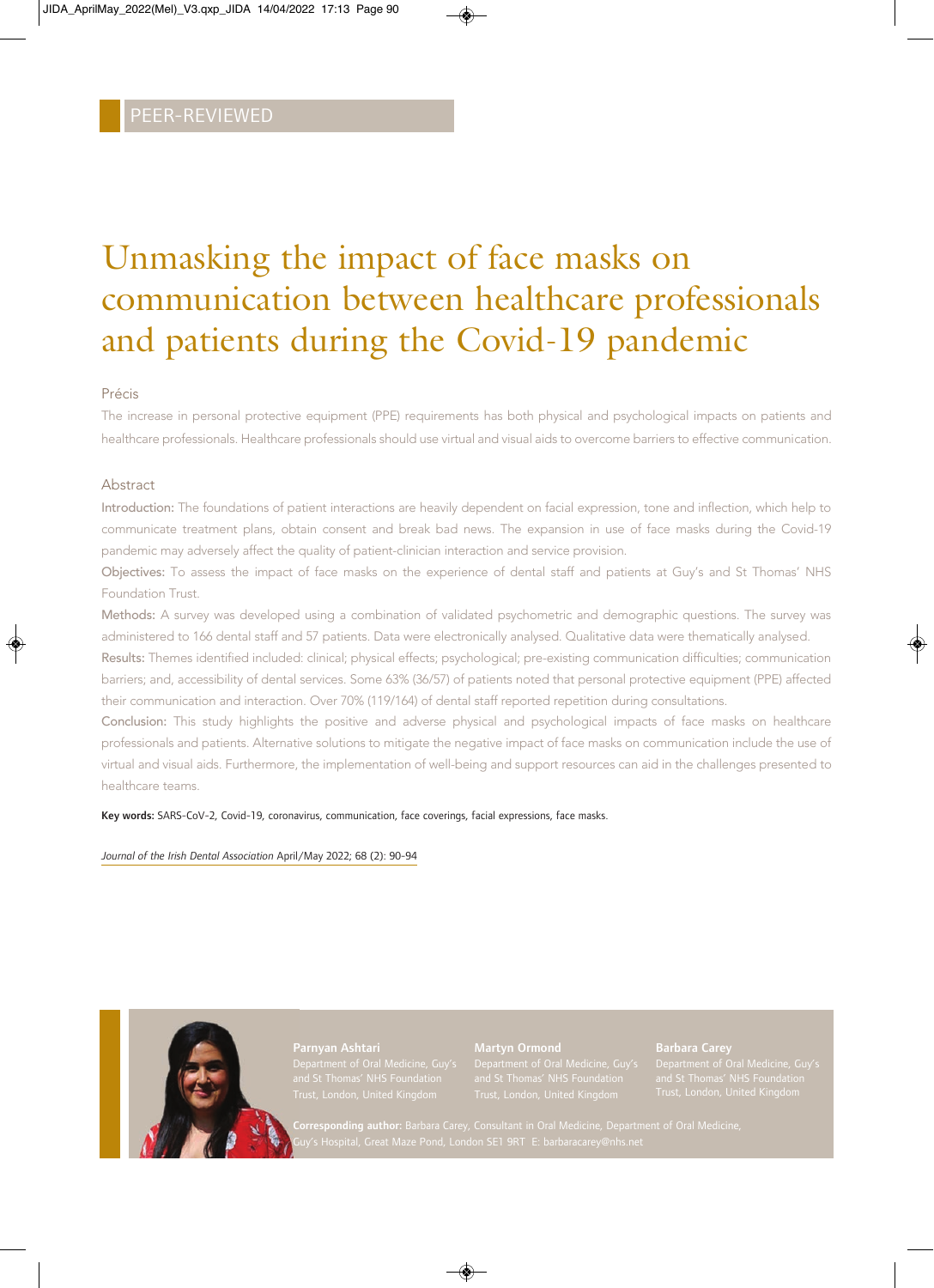PEER-REVIEWED

# Unmasking the impact of face masks on communication between healthcare professionals and patients during the Covid-19 pandemic

## Précis

The increase in personal protective equipment (PPE) requirements has both physical and psychological impacts on patients and healthcare professionals. Healthcare professionals should use virtual and visual aids to overcome barriers to effective communication.

## Abstract

**Introduction:** The foundations of patient interactions are heavily dependent on facial expression, tone and inflection, which help to communicate treatment plans, obtain consent and break bad news. The expansion in use of face masks during the Covid-19 pandemic may adversely affect the quality of patient-clinician interaction and service provision.

**Objectives:** To assess the impact of face masks on the experience of dental staff and patients at Guy's and St Thomas' NHS Foundation Trust.

**Methods:** A survey was developed using a combination of validated psychometric and demographic questions. The survey was administered to 166 dental staff and 57 patients. Data were electronically analysed. Qualitative data were thematically analysed.

**Results:** Themes identified included: clinical; physical effects; psychological; pre-existing communication difficulties; communication barriers; and, accessibility of dental services. Some 63% (36/57) of patients noted that personal protective equipment (PPE) affected their communication and interaction. Over 70% (119/164) of dental staff reported repetition during consultations.

**Conclusion:** This study highlights the positive and adverse physical and psychological impacts of face masks on healthcare professionals and patients. Alternative solutions to mitigate the negative impact of face masks on communication include the use of virtual and visual aids. Furthermore, the implementation of well-being and support resources can aid in the challenges presented to healthcare teams.

**Key words:** SARS-CoV-2, Covid-19, coronavirus, communication, face coverings, facial expressions, face masks.

*Journal of the Irish Dental Association* April/May 2022; 68 (2): 90-94

**Parnyan Ashtari**
Department of Oral Medicine, Guy's and St Thomas' NHS Foundation Trust, London, United Kingdom

**Martyn Ormond**
Department of Oral Medicine, Guy's and St Thomas' NHS Foundation Trust, London, United Kingdom

**Barbara Carey**
Department of Oral Medicine, Guy's and St Thomas' NHS Foundation Trust, London, United Kingdom

**Corresponding author:** Barbara Carey, Consultant in Oral Medicine, Department of Oral Medicine, Guy's Hospital, Great Maze Pond, London SE1 9RT E: barbaracarey@nhs.net